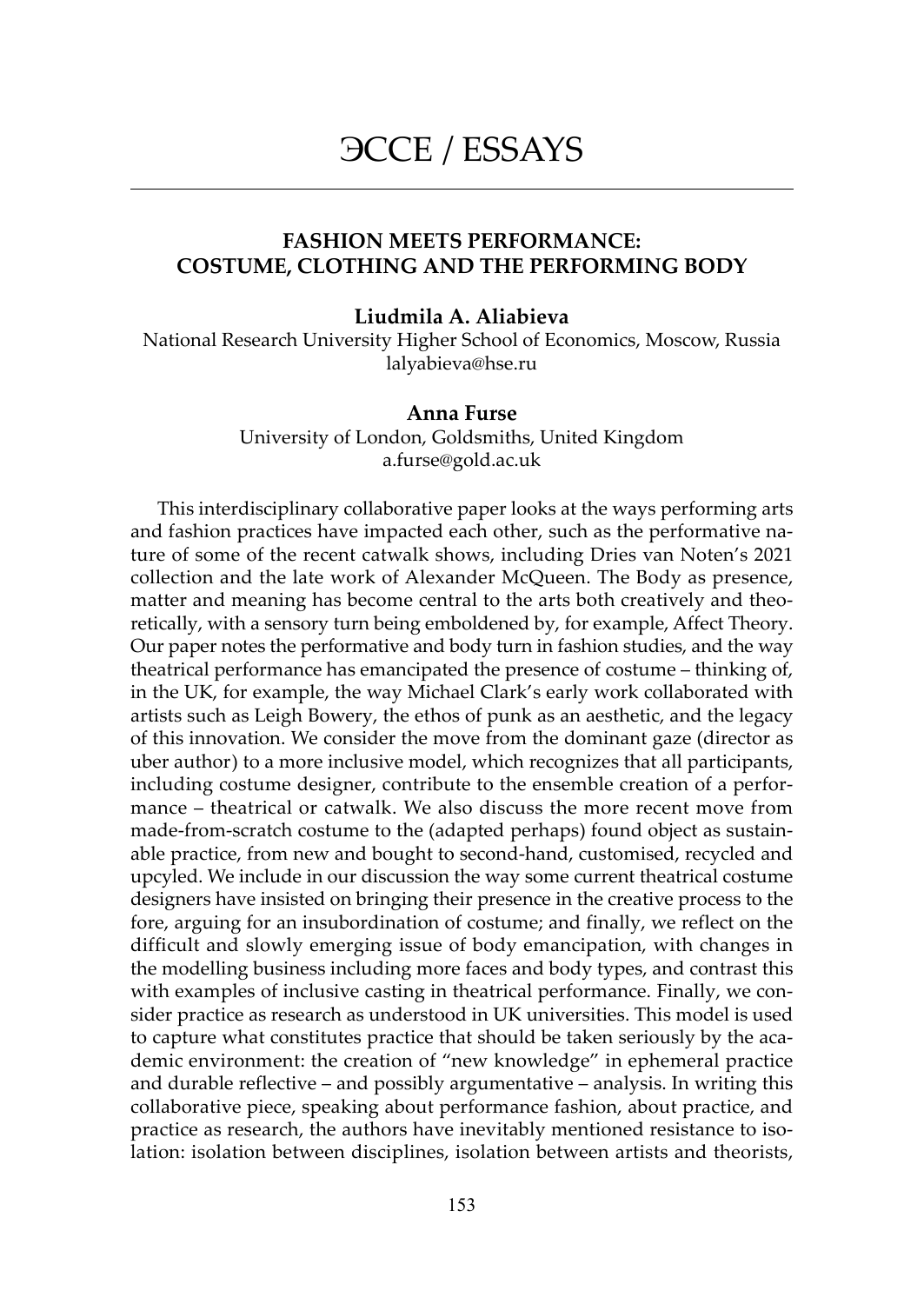# ЭССЕ / ESSAYS

## FASHION MEETS PERFORMANCE: COSTUME, CLOTHING AND THE PERFORMING BODY

**Liudmila A. Aliabieva**

National Research University Higher School of Economics, Moscow, Russia
lalyabieva@hse.ru

**Anna Furse**

University of London, Goldsmiths, United Kingdom
a.furse@gold.ac.uk

This interdisciplinary collaborative paper looks at the ways performing arts and fashion practices have impacted each other, such as the performative nature of some of the recent catwalk shows, including Dries van Noten's 2021 collection and the late work of Alexander McQueen. The Body as presence, matter and meaning has become central to the arts both creatively and theoretically, with a sensory turn being emboldened by, for example, Affect Theory. Our paper notes the performative and body turn in fashion studies, and the way theatrical performance has emancipated the presence of costume – thinking of, in the UK, for example, the way Michael Clark's early work collaborated with artists such as Leigh Bowery, the ethos of punk as an aesthetic, and the legacy of this innovation. We consider the move from the dominant gaze (director as uber author) to a more inclusive model, which recognizes that all participants, including costume designer, contribute to the ensemble creation of a performance – theatrical or catwalk. We also discuss the more recent move from made-from-scratch costume to the (adapted perhaps) found object as sustainable practice, from new and bought to second-hand, customised, recycled and upcyled. We include in our discussion the way some current theatrical costume designers have insisted on bringing their presence in the creative process to the fore, arguing for an insubordination of costume; and finally, we reflect on the difficult and slowly emerging issue of body emancipation, with changes in the modelling business including more faces and body types, and contrast this with examples of inclusive casting in theatrical performance. Finally, we consider practice as research as understood in UK universities. This model is used to capture what constitutes practice that should be taken seriously by the academic environment: the creation of "new knowledge" in ephemeral practice and durable reflective – and possibly argumentative – analysis. In writing this collaborative piece, speaking about performance fashion, about practice, and practice as research, the authors have inevitably mentioned resistance to isolation: isolation between disciplines, isolation between artists and theorists,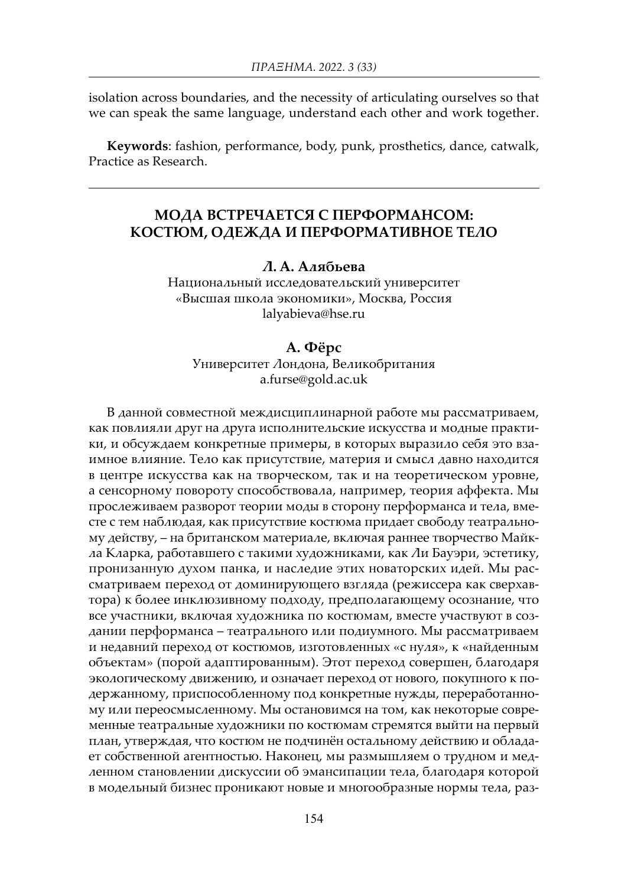isolation across boundaries, and the necessity of articulating ourselves so that we can speak the same language, understand each other and work together.

**Keywords**: fashion, performance, body, punk, prosthetics, dance, catwalk, Practice as Research.

---

## МОДА ВСТРЕЧАЕТСЯ С ПЕРФОРМАНСОМ: КОСТЮМ, ОДЕЖДА И ПЕРФОРМАТИВНОЕ ТЕЛО

**Л. А. Алябьева**
Национальный исследовательский университет «Высшая школа экономики», Москва, Россия
lalyabieva@hse.ru

**А. Фёрс**
Университет Лондона, Великобритания
a.furse@gold.ac.uk

В данной совместной междисциплинарной работе мы рассматриваем, как повлияли друг на друга исполнительские искусства и модные практики, и обсуждаем конкретные примеры, в которых выразило себя это взаимное влияние. Тело как присутствие, материя и смысл давно находится в центре искусства как на творческом, так и на теоретическом уровне, а сенсорному повороту способствовала, например, теория аффекта. Мы прослеживаем разворот теории моды в сторону перформанса и тела, вместе с тем наблюдая, как присутствие костюма придает свободу театральному действу, – на британском материале, включая раннее творчество Майкла Кларка, работавшего с такими художниками, как Ли Бауэри, эстетику, пронизанную духом панка, и наследие этих новаторских идей. Мы рассматриваем переход от доминирующего взгляда (режиссера как сверхавтора) к более инклюзивному подходу, предполагающему осознание, что все участники, включая художника по костюмам, вместе участвуют в создании перформанса – театрального или подиумного. Мы рассматриваем и недавний переход от костюмов, изготовленных «с нуля», к «найденным объектам» (порой адаптированным). Этот переход совершен, благодаря экологическому движению, и означает переход от нового, покупного к подержанному, приспособленному под конкретные нужды, переработанному или переосмысленному. Мы остановимся на том, как некоторые современные театральные художники по костюмам стремятся выйти на первый план, утверждая, что костюм не подчинён остальному действию и обладает собственной агентностью. Наконец, мы размышляем о трудном и медленном становлении дискуссии об эмансипации тела, благодаря которой в модельный бизнес проникают новые и многообразные нормы тела, раз-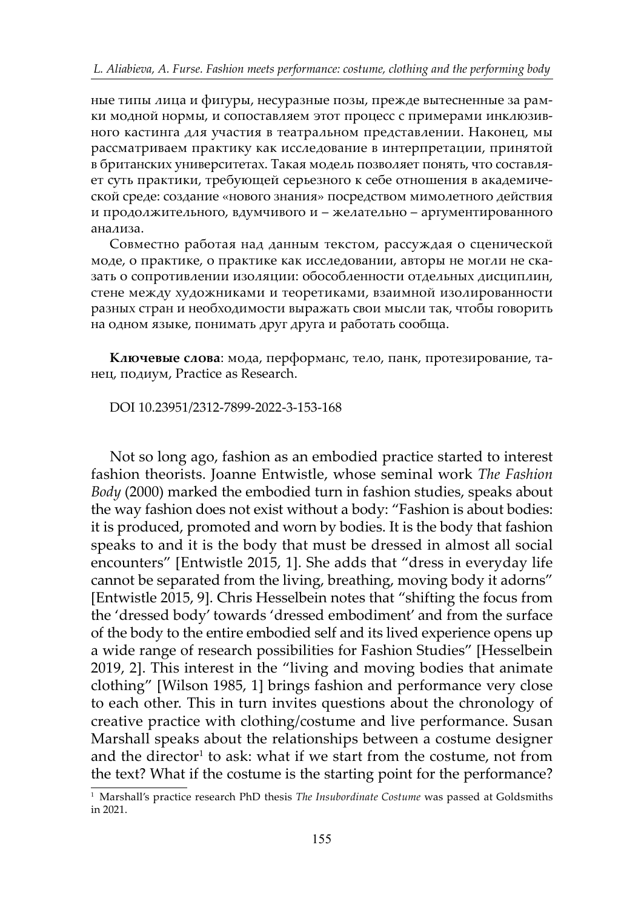ные типы лица и фигуры, несуразные позы, прежде вытесненные за рамки модной нормы, и сопоставляем этот процесс с примерами инклюзивного кастинга для участия в театральном представлении. Наконец, мы рассматриваем практику как исследование в интерпретации, принятой в британских университетах. Такая модель позволяет понять, что составляет суть практики, требующей серьезного к себе отношения в академической среде: создание «нового знания» посредством мимолетного действия и продолжительного, вдумчивого и – желательно – аргументированного анализа.

Совместно работая над данным текстом, рассуждая о сценической моде, о практике, о практике как исследовании, авторы не могли не сказать о сопротивлении изоляции: обособленности отдельных дисциплин, стене между художниками и теоретиками, взаимной изолированности разных стран и необходимости выражать свои мысли так, чтобы говорить на одном языке, понимать друг друга и работать сообща.

**Ключевые слова**: мода, перформанс, тело, панк, протезирование, танец, подиум, Practice as Research.

DOI 10.23951/2312-7899-2022-3-153-168

Not so long ago, fashion as an embodied practice started to interest fashion theorists. Joanne Entwistle, whose seminal work *The Fashion Body* (2000) marked the embodied turn in fashion studies, speaks about the way fashion does not exist without a body: "Fashion is about bodies: it is produced, promoted and worn by bodies. It is the body that fashion speaks to and it is the body that must be dressed in almost all social encounters" [Entwistle 2015, 1]. She adds that "dress in everyday life cannot be separated from the living, breathing, moving body it adorns" [Entwistle 2015, 9]. Chris Hesselbein notes that "shifting the focus from the 'dressed body' towards 'dressed embodiment' and from the surface of the body to the entire embodied self and its lived experience opens up a wide range of research possibilities for Fashion Studies" [Hesselbein 2019, 2]. This interest in the "living and moving bodies that animate clothing" [Wilson 1985, 1] brings fashion and performance very close to each other. This in turn invites questions about the chronology of creative practice with clothing/costume and live performance. Susan Marshall speaks about the relationships between a costume designer and the director[1] to ask: what if we start from the costume, not from the text? What if the costume is the starting point for the performance?

[1] Marshall's practice research PhD thesis *The Insubordinate Costume* was passed at Goldsmiths in 2021.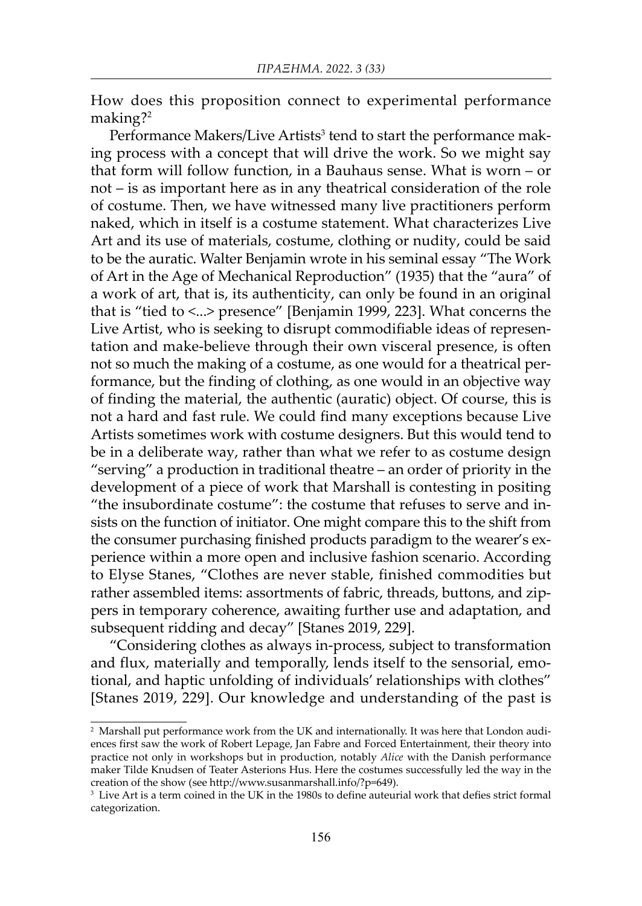How does this proposition connect to experimental performance making?[2]

Performance Makers/Live Artists[3] tend to start the performance making process with a concept that will drive the work. So we might say that form will follow function, in a Bauhaus sense. What is worn – or not – is as important here as in any theatrical consideration of the role of costume. Then, we have witnessed many live practitioners perform naked, which in itself is a costume statement. What characterizes Live Art and its use of materials, costume, clothing or nudity, could be said to be the auratic. Walter Benjamin wrote in his seminal essay "The Work of Art in the Age of Mechanical Reproduction" (1935) that the "aura" of a work of art, that is, its authenticity, can only be found in an original that is "tied to <...> presence" [Benjamin 1999, 223]. What concerns the Live Artist, who is seeking to disrupt commodifiable ideas of representation and make-believe through their own visceral presence, is often not so much the making of a costume, as one would for a theatrical performance, but the finding of clothing, as one would in an objective way of finding the material, the authentic (auratic) object. Of course, this is not a hard and fast rule. We could find many exceptions because Live Artists sometimes work with costume designers. But this would tend to be in a deliberate way, rather than what we refer to as costume design "serving" a production in traditional theatre – an order of priority in the development of a piece of work that Marshall is contesting in positing "the insubordinate costume": the costume that refuses to serve and insists on the function of initiator. One might compare this to the shift from the consumer purchasing finished products paradigm to the wearer's experience within a more open and inclusive fashion scenario. According to Elyse Stanes, "Clothes are never stable, finished commodities but rather assembled items: assortments of fabric, threads, buttons, and zippers in temporary coherence, awaiting further use and adaptation, and subsequent ridding and decay" [Stanes 2019, 229].

"Considering clothes as always in-process, subject to transformation and flux, materially and temporally, lends itself to the sensorial, emotional, and haptic unfolding of individuals' relationships with clothes" [Stanes 2019, 229]. Our knowledge and understanding of the past is

---

[2] Marshall put performance work from the UK and internationally. It was here that London audiences first saw the work of Robert Lepage, Jan Fabre and Forced Entertainment, their theory into practice not only in workshops but in production, notably *Alice* with the Danish performance maker Tilde Knudsen of Teater Asterions Hus. Here the costumes successfully led the way in the creation of the show (see http://www.susanmarshall.info/?p=649).

[3] Live Art is a term coined in the UK in the 1980s to define auteurial work that defies strict formal categorization.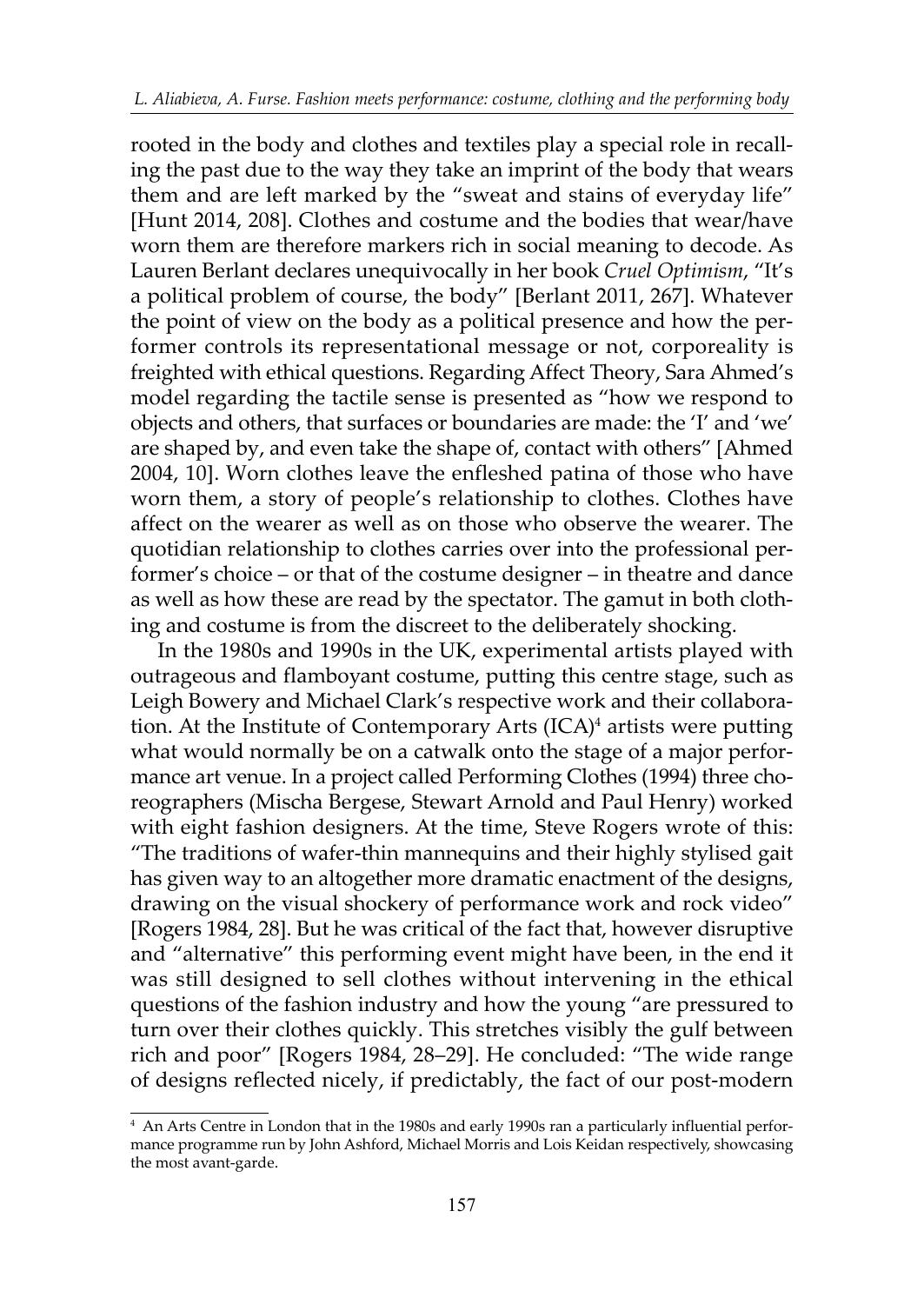rooted in the body and clothes and textiles play a special role in recalling the past due to the way they take an imprint of the body that wears them and are left marked by the "sweat and stains of everyday life" [Hunt 2014, 208]. Clothes and costume and the bodies that wear/have worn them are therefore markers rich in social meaning to decode. As Lauren Berlant declares unequivocally in her book *Cruel Optimism*, "It's a political problem of course, the body" [Berlant 2011, 267]. Whatever the point of view on the body as a political presence and how the performer controls its representational message or not, corporeality is freighted with ethical questions. Regarding Affect Theory, Sara Ahmed's model regarding the tactile sense is presented as "how we respond to objects and others, that surfaces or boundaries are made: the 'I' and 'we' are shaped by, and even take the shape of, contact with others" [Ahmed 2004, 10]. Worn clothes leave the enfleshed patina of those who have worn them, a story of people's relationship to clothes. Clothes have affect on the wearer as well as on those who observe the wearer. The quotidian relationship to clothes carries over into the professional performer's choice – or that of the costume designer – in theatre and dance as well as how these are read by the spectator. The gamut in both clothing and costume is from the discreet to the deliberately shocking.

In the 1980s and 1990s in the UK, experimental artists played with outrageous and flamboyant costume, putting this centre stage, such as Leigh Bowery and Michael Clark's respective work and their collaboration. At the Institute of Contemporary Arts (ICA)[4] artists were putting what would normally be on a catwalk onto the stage of a major performance art venue. In a project called Performing Clothes (1994) three choreographers (Mischa Bergese, Stewart Arnold and Paul Henry) worked with eight fashion designers. At the time, Steve Rogers wrote of this: "The traditions of wafer-thin mannequins and their highly stylised gait has given way to an altogether more dramatic enactment of the designs, drawing on the visual shockery of performance work and rock video" [Rogers 1984, 28]. But he was critical of the fact that, however disruptive and "alternative" this performing event might have been, in the end it was still designed to sell clothes without intervening in the ethical questions of the fashion industry and how the young "are pressured to turn over their clothes quickly. This stretches visibly the gulf between rich and poor" [Rogers 1984, 28–29]. He concluded: "The wide range of designs reflected nicely, if predictably, the fact of our post-modern

[4] An Arts Centre in London that in the 1980s and early 1990s ran a particularly influential performance programme run by John Ashford, Michael Morris and Lois Keidan respectively, showcasing the most avant-garde.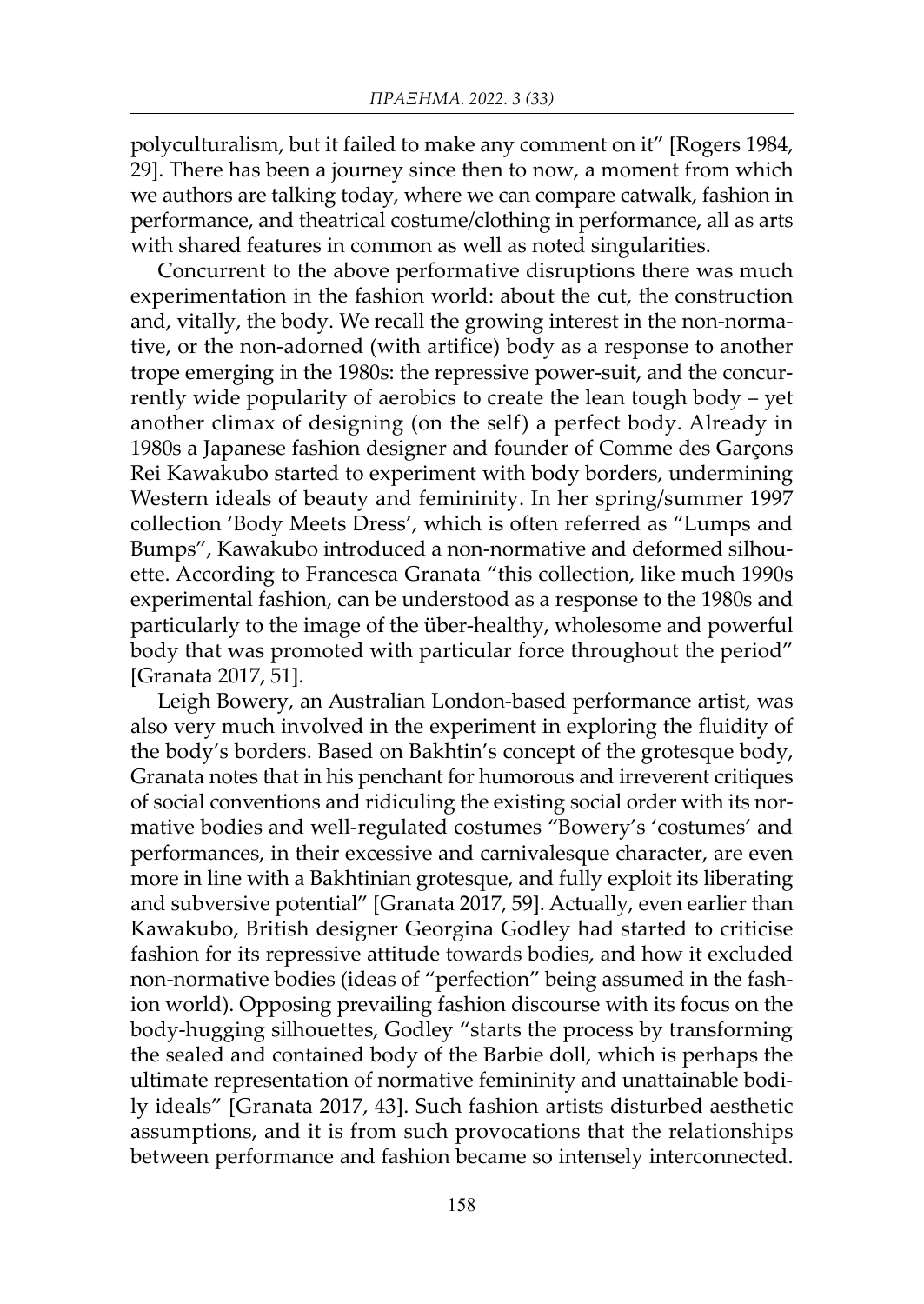polyculturalism, but it failed to make any comment on it" [Rogers 1984, 29]. There has been a journey since then to now, a moment from which we authors are talking today, where we can compare catwalk, fashion in performance, and theatrical costume/clothing in performance, all as arts with shared features in common as well as noted singularities.

Concurrent to the above performative disruptions there was much experimentation in the fashion world: about the cut, the construction and, vitally, the body. We recall the growing interest in the non-normative, or the non-adorned (with artifice) body as a response to another trope emerging in the 1980s: the repressive power-suit, and the concurrently wide popularity of aerobics to create the lean tough body – yet another climax of designing (on the self) a perfect body. Already in 1980s a Japanese fashion designer and founder of Comme des Garçons Rei Kawakubo started to experiment with body borders, undermining Western ideals of beauty and femininity. In her spring/summer 1997 collection 'Body Meets Dress', which is often referred as "Lumps and Bumps", Kawakubo introduced a non-normative and deformed silhouette. According to Francesca Granata "this collection, like much 1990s experimental fashion, can be understood as a response to the 1980s and particularly to the image of the über-healthy, wholesome and powerful body that was promoted with particular force throughout the period" [Granata 2017, 51].

Leigh Bowery, an Australian London-based performance artist, was also very much involved in the experiment in exploring the fluidity of the body's borders. Based on Bakhtin's concept of the grotesque body, Granata notes that in his penchant for humorous and irreverent critiques of social conventions and ridiculing the existing social order with its normative bodies and well-regulated costumes "Bowery's 'costumes' and performances, in their excessive and carnivalesque character, are even more in line with a Bakhtinian grotesque, and fully exploit its liberating and subversive potential" [Granata 2017, 59]. Actually, even earlier than Kawakubo, British designer Georgina Godley had started to criticise fashion for its repressive attitude towards bodies, and how it excluded non-normative bodies (ideas of "perfection" being assumed in the fashion world). Opposing prevailing fashion discourse with its focus on the body-hugging silhouettes, Godley "starts the process by transforming the sealed and contained body of the Barbie doll, which is perhaps the ultimate representation of normative femininity and unattainable bodily ideals" [Granata 2017, 43]. Such fashion artists disturbed aesthetic assumptions, and it is from such provocations that the relationships between performance and fashion became so intensely interconnected.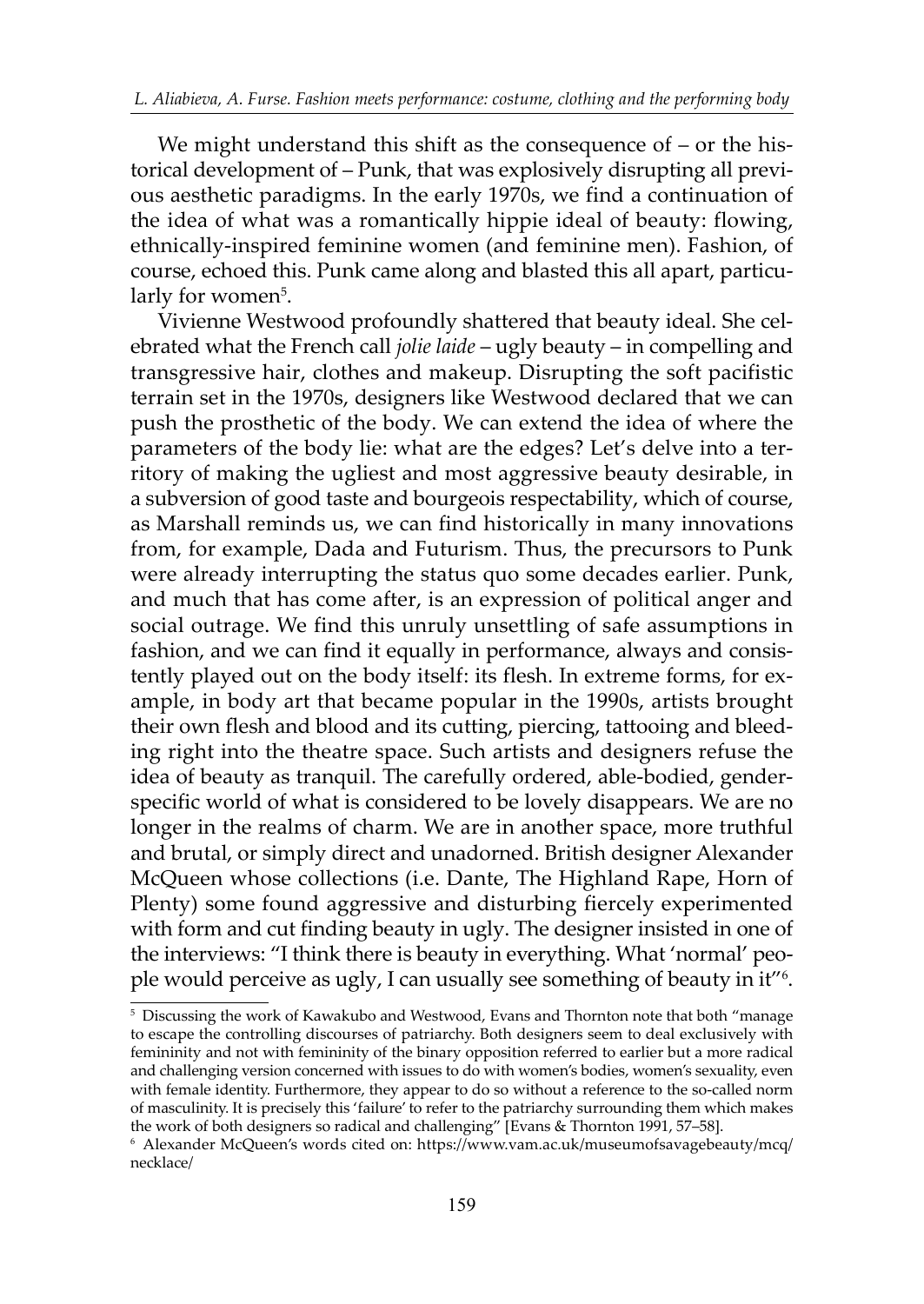We might understand this shift as the consequence of – or the historical development of – Punk, that was explosively disrupting all previous aesthetic paradigms. In the early 1970s, we find a continuation of the idea of what was a romantically hippie ideal of beauty: flowing, ethnically-inspired feminine women (and feminine men). Fashion, of course, echoed this. Punk came along and blasted this all apart, particularly for women[5].

Vivienne Westwood profoundly shattered that beauty ideal. She celebrated what the French call *jolie laide* – ugly beauty – in compelling and transgressive hair, clothes and makeup. Disrupting the soft pacifistic terrain set in the 1970s, designers like Westwood declared that we can push the prosthetic of the body. We can extend the idea of where the parameters of the body lie: what are the edges? Let's delve into a territory of making the ugliest and most aggressive beauty desirable, in a subversion of good taste and bourgeois respectability, which of course, as Marshall reminds us, we can find historically in many innovations from, for example, Dada and Futurism. Thus, the precursors to Punk were already interrupting the status quo some decades earlier. Punk, and much that has come after, is an expression of political anger and social outrage. We find this unruly unsettling of safe assumptions in fashion, and we can find it equally in performance, always and consistently played out on the body itself: its flesh. In extreme forms, for example, in body art that became popular in the 1990s, artists brought their own flesh and blood and its cutting, piercing, tattooing and bleeding right into the theatre space. Such artists and designers refuse the idea of beauty as tranquil. The carefully ordered, able-bodied, gender-specific world of what is considered to be lovely disappears. We are no longer in the realms of charm. We are in another space, more truthful and brutal, or simply direct and unadorned. British designer Alexander McQueen whose collections (i.e. Dante, The Highland Rape, Horn of Plenty) some found aggressive and disturbing fiercely experimented with form and cut finding beauty in ugly. The designer insisted in one of the interviews: "I think there is beauty in everything. What 'normal' people would perceive as ugly, I can usually see something of beauty in it"[6].

---

[5] Discussing the work of Kawakubo and Westwood, Evans and Thornton note that both "manage to escape the controlling discourses of patriarchy. Both designers seem to deal exclusively with femininity and not with femininity of the binary opposition referred to earlier but a more radical and challenging version concerned with issues to do with women's bodies, women's sexuality, even with female identity. Furthermore, they appear to do so without a reference to the so-called norm of masculinity. It is precisely this 'failure' to refer to the patriarchy surrounding them which makes the work of both designers so radical and challenging" [Evans & Thornton 1991, 57–58].

[6] Alexander McQueen's words cited on: https://www.vam.ac.uk/museumofsavagebeauty/mcq/necklace/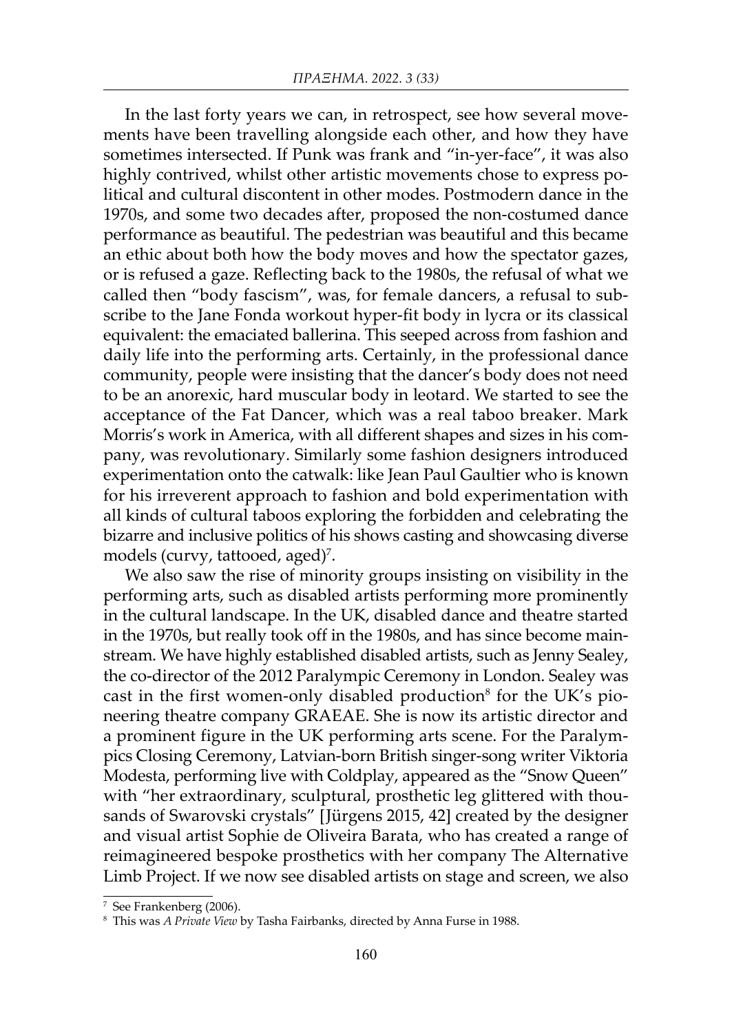In the last forty years we can, in retrospect, see how several movements have been travelling alongside each other, and how they have sometimes intersected. If Punk was frank and "in-yer-face", it was also highly contrived, whilst other artistic movements chose to express political and cultural discontent in other modes. Postmodern dance in the 1970s, and some two decades after, proposed the non-costumed dance performance as beautiful. The pedestrian was beautiful and this became an ethic about both how the body moves and how the spectator gazes, or is refused a gaze. Reflecting back to the 1980s, the refusal of what we called then "body fascism", was, for female dancers, a refusal to subscribe to the Jane Fonda workout hyper-fit body in lycra or its classical equivalent: the emaciated ballerina. This seeped across from fashion and daily life into the performing arts. Certainly, in the professional dance community, people were insisting that the dancer's body does not need to be an anorexic, hard muscular body in leotard. We started to see the acceptance of the Fat Dancer, which was a real taboo breaker. Mark Morris's work in America, with all different shapes and sizes in his company, was revolutionary. Similarly some fashion designers introduced experimentation onto the catwalk: like Jean Paul Gaultier who is known for his irreverent approach to fashion and bold experimentation with all kinds of cultural taboos exploring the forbidden and celebrating the bizarre and inclusive politics of his shows casting and showcasing diverse models (curvy, tattooed, aged)[7].

We also saw the rise of minority groups insisting on visibility in the performing arts, such as disabled artists performing more prominently in the cultural landscape. In the UK, disabled dance and theatre started in the 1970s, but really took off in the 1980s, and has since become mainstream. We have highly established disabled artists, such as Jenny Sealey, the co-director of the 2012 Paralympic Ceremony in London. Sealey was cast in the first women-only disabled production[8] for the UK's pioneering theatre company GRAEAE. She is now its artistic director and a prominent figure in the UK performing arts scene. For the Paralympics Closing Ceremony, Latvian-born British singer-song writer Viktoria Modesta, performing live with Coldplay, appeared as the "Snow Queen" with "her extraordinary, sculptural, prosthetic leg glittered with thousands of Swarovski crystals" [Jürgens 2015, 42] created by the designer and visual artist Sophie de Oliveira Barata, who has created a range of reimagineered bespoke prosthetics with her company The Alternative Limb Project. If we now see disabled artists on stage and screen, we also

---

[7] See Frankenberg (2006).

[8] This was *A Private View* by Tasha Fairbanks, directed by Anna Furse in 1988.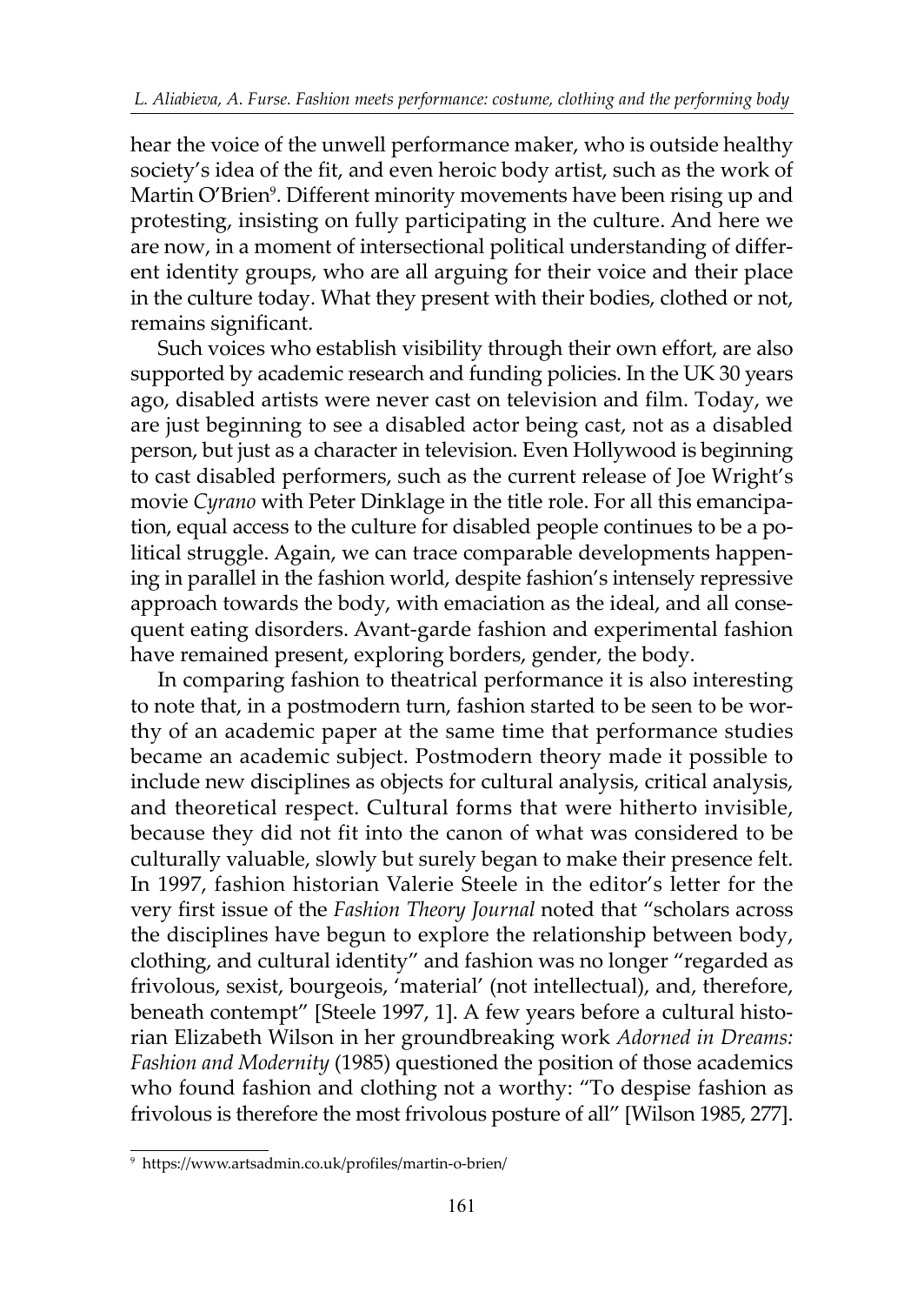hear the voice of the unwell performance maker, who is outside healthy society's idea of the fit, and even heroic body artist, such as the work of Martin O'Brien[9]. Different minority movements have been rising up and protesting, insisting on fully participating in the culture. And here we are now, in a moment of intersectional political understanding of different identity groups, who are all arguing for their voice and their place in the culture today. What they present with their bodies, clothed or not, remains significant.

Such voices who establish visibility through their own effort, are also supported by academic research and funding policies. In the UK 30 years ago, disabled artists were never cast on television and film. Today, we are just beginning to see a disabled actor being cast, not as a disabled person, but just as a character in television. Even Hollywood is beginning to cast disabled performers, such as the current release of Joe Wright's movie *Cyrano* with Peter Dinklage in the title role. For all this emancipation, equal access to the culture for disabled people continues to be a political struggle. Again, we can trace comparable developments happening in parallel in the fashion world, despite fashion's intensely repressive approach towards the body, with emaciation as the ideal, and all consequent eating disorders. Avant-garde fashion and experimental fashion have remained present, exploring borders, gender, the body.

In comparing fashion to theatrical performance it is also interesting to note that, in a postmodern turn, fashion started to be seen to be worthy of an academic paper at the same time that performance studies became an academic subject. Postmodern theory made it possible to include new disciplines as objects for cultural analysis, critical analysis, and theoretical respect. Cultural forms that were hitherto invisible, because they did not fit into the canon of what was considered to be culturally valuable, slowly but surely began to make their presence felt. In 1997, fashion historian Valerie Steele in the editor's letter for the very first issue of the *Fashion Theory Journal* noted that "scholars across the disciplines have begun to explore the relationship between body, clothing, and cultural identity" and fashion was no longer "regarded as frivolous, sexist, bourgeois, 'material' (not intellectual), and, therefore, beneath contempt" [Steele 1997, 1]. A few years before a cultural historian Elizabeth Wilson in her groundbreaking work *Adorned in Dreams: Fashion and Modernity* (1985) questioned the position of those academics who found fashion and clothing not a worthy: "To despise fashion as frivolous is therefore the most frivolous posture of all" [Wilson 1985, 277].

---

[9] https://www.artsadmin.co.uk/profiles/martin-o-brien/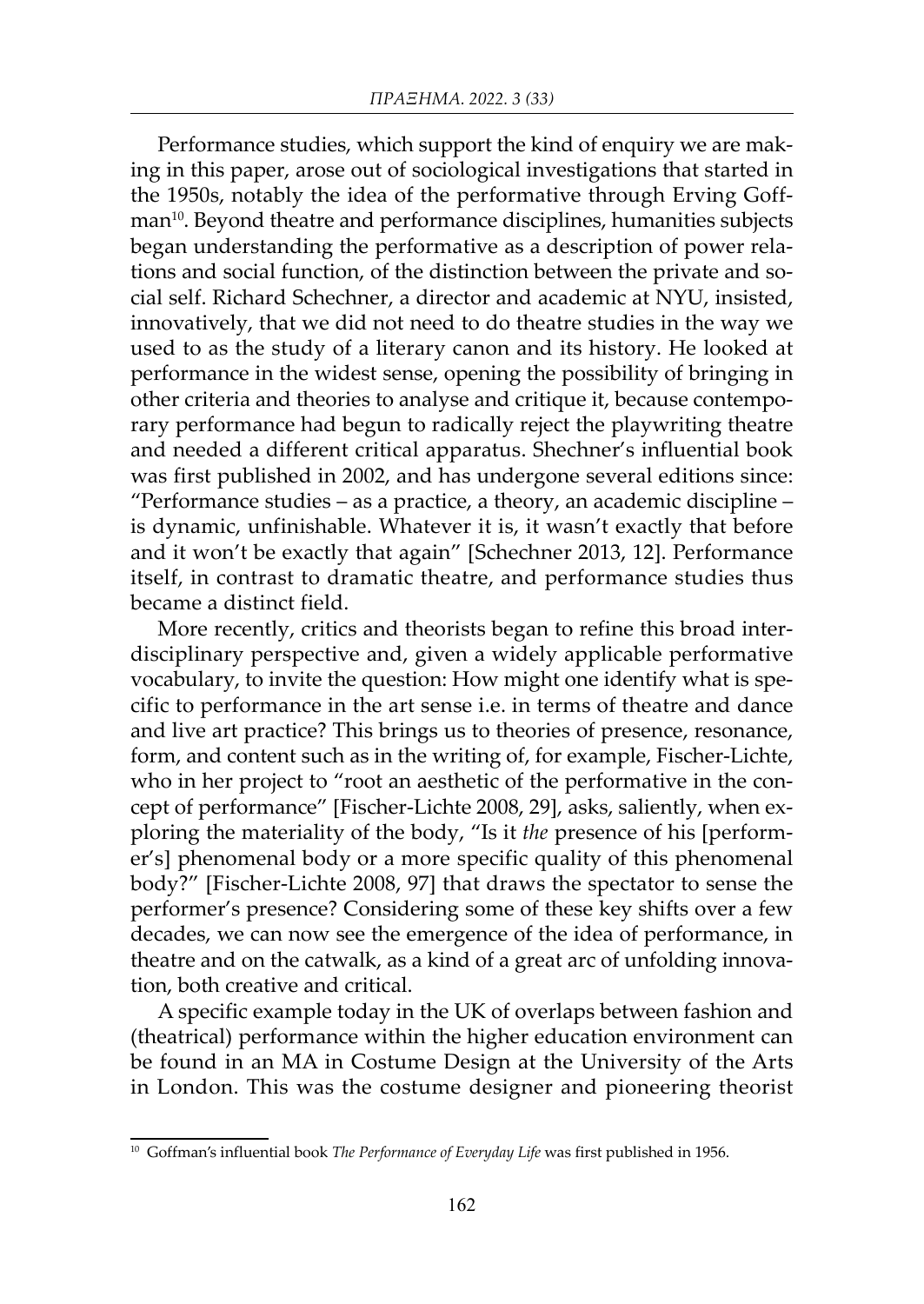Performance studies, which support the kind of enquiry we are making in this paper, arose out of sociological investigations that started in the 1950s, notably the idea of the performative through Erving Goffman[10]. Beyond theatre and performance disciplines, humanities subjects began understanding the performative as a description of power relations and social function, of the distinction between the private and social self. Richard Schechner, a director and academic at NYU, insisted, innovatively, that we did not need to do theatre studies in the way we used to as the study of a literary canon and its history. He looked at performance in the widest sense, opening the possibility of bringing in other criteria and theories to analyse and critique it, because contemporary performance had begun to radically reject the playwriting theatre and needed a different critical apparatus. Shechner's influential book was first published in 2002, and has undergone several editions since: "Performance studies – as a practice, a theory, an academic discipline – is dynamic, unfinishable. Whatever it is, it wasn't exactly that before and it won't be exactly that again" [Schechner 2013, 12]. Performance itself, in contrast to dramatic theatre, and performance studies thus became a distinct field.

More recently, critics and theorists began to refine this broad interdisciplinary perspective and, given a widely applicable performative vocabulary, to invite the question: How might one identify what is specific to performance in the art sense i.e. in terms of theatre and dance and live art practice? This brings us to theories of presence, resonance, form, and content such as in the writing of, for example, Fischer-Lichte, who in her project to "root an aesthetic of the performative in the concept of performance" [Fischer-Lichte 2008, 29], asks, saliently, when exploring the materiality of the body, "Is it *the* presence of his [performer's] phenomenal body or a more specific quality of this phenomenal body?" [Fischer-Lichte 2008, 97] that draws the spectator to sense the performer's presence? Considering some of these key shifts over a few decades, we can now see the emergence of the idea of performance, in theatre and on the catwalk, as a kind of a great arc of unfolding innovation, both creative and critical.

A specific example today in the UK of overlaps between fashion and (theatrical) performance within the higher education environment can be found in an MA in Costume Design at the University of the Arts in London. This was the costume designer and pioneering theorist

---

[10] Goffman's influential book *The Performance of Everyday Life* was first published in 1956.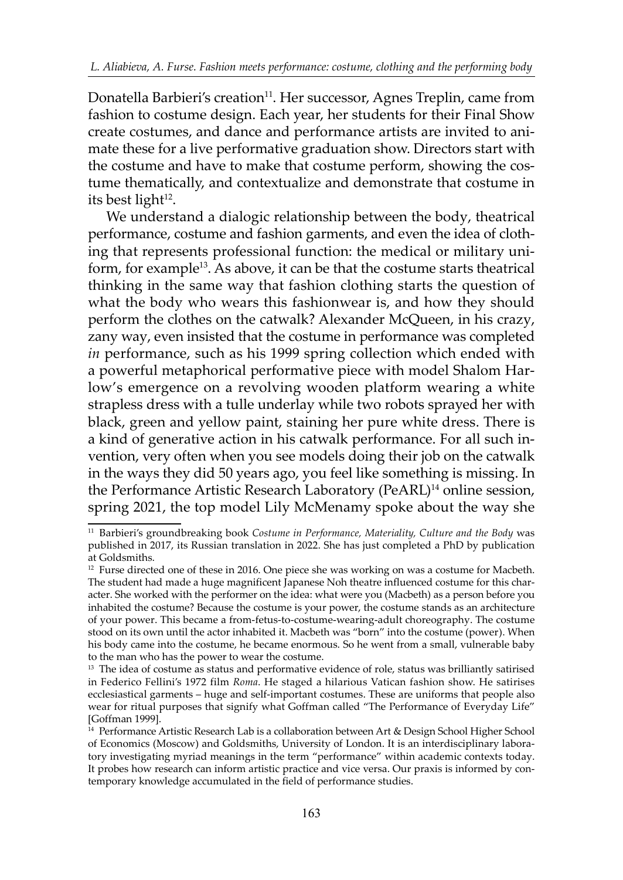Donatella Barbieri's creation[11]. Her successor, Agnes Treplin, came from fashion to costume design. Each year, her students for their Final Show create costumes, and dance and performance artists are invited to animate these for a live performative graduation show. Directors start with the costume and have to make that costume perform, showing the costume thematically, and contextualize and demonstrate that costume in its best light[12].

We understand a dialogic relationship between the body, theatrical performance, costume and fashion garments, and even the idea of clothing that represents professional function: the medical or military uniform, for example[13]. As above, it can be that the costume starts theatrical thinking in the same way that fashion clothing starts the question of what the body who wears this fashionwear is, and how they should perform the clothes on the catwalk? Alexander McQueen, in his crazy, zany way, even insisted that the costume in performance was completed *in* performance, such as his 1999 spring collection which ended with a powerful metaphorical performative piece with model Shalom Harlow's emergence on a revolving wooden platform wearing a white strapless dress with a tulle underlay while two robots sprayed her with black, green and yellow paint, staining her pure white dress. There is a kind of generative action in his catwalk performance. For all such invention, very often when you see models doing their job on the catwalk in the ways they did 50 years ago, you feel like something is missing. In the Performance Artistic Research Laboratory (PeARL)[14] online session, spring 2021, the top model Lily McMenamy spoke about the way she

---

[11] Barbieri's groundbreaking book *Costume in Performance, Materiality, Culture and the Body* was published in 2017, its Russian translation in 2022. She has just completed a PhD by publication at Goldsmiths.

[12] Furse directed one of these in 2016. One piece she was working on was a costume for Macbeth. The student had made a huge magnificent Japanese Noh theatre influenced costume for this character. She worked with the performer on the idea: what were you (Macbeth) as a person before you inhabited the costume? Because the costume is your power, the costume stands as an architecture of your power. This became a from-fetus-to-costume-wearing-adult choreography. The costume stood on its own until the actor inhabited it. Macbeth was "born" into the costume (power). When his body came into the costume, he became enormous. So he went from a small, vulnerable baby to the man who has the power to wear the costume.

[13] The idea of costume as status and performative evidence of role, status was brilliantly satirised in Federico Fellini's 1972 film *Roma*. He staged a hilarious Vatican fashion show. He satirises ecclesiastical garments – huge and self-important costumes. These are uniforms that people also wear for ritual purposes that signify what Goffman called "The Performance of Everyday Life" [Goffman 1999].

[14] Performance Artistic Research Lab is a collaboration between Art & Design School Higher School of Economics (Moscow) and Goldsmiths, University of London. It is an interdisciplinary laboratory investigating myriad meanings in the term "performance" within academic contexts today. It probes how research can inform artistic practice and vice versa. Our praxis is informed by contemporary knowledge accumulated in the field of performance studies.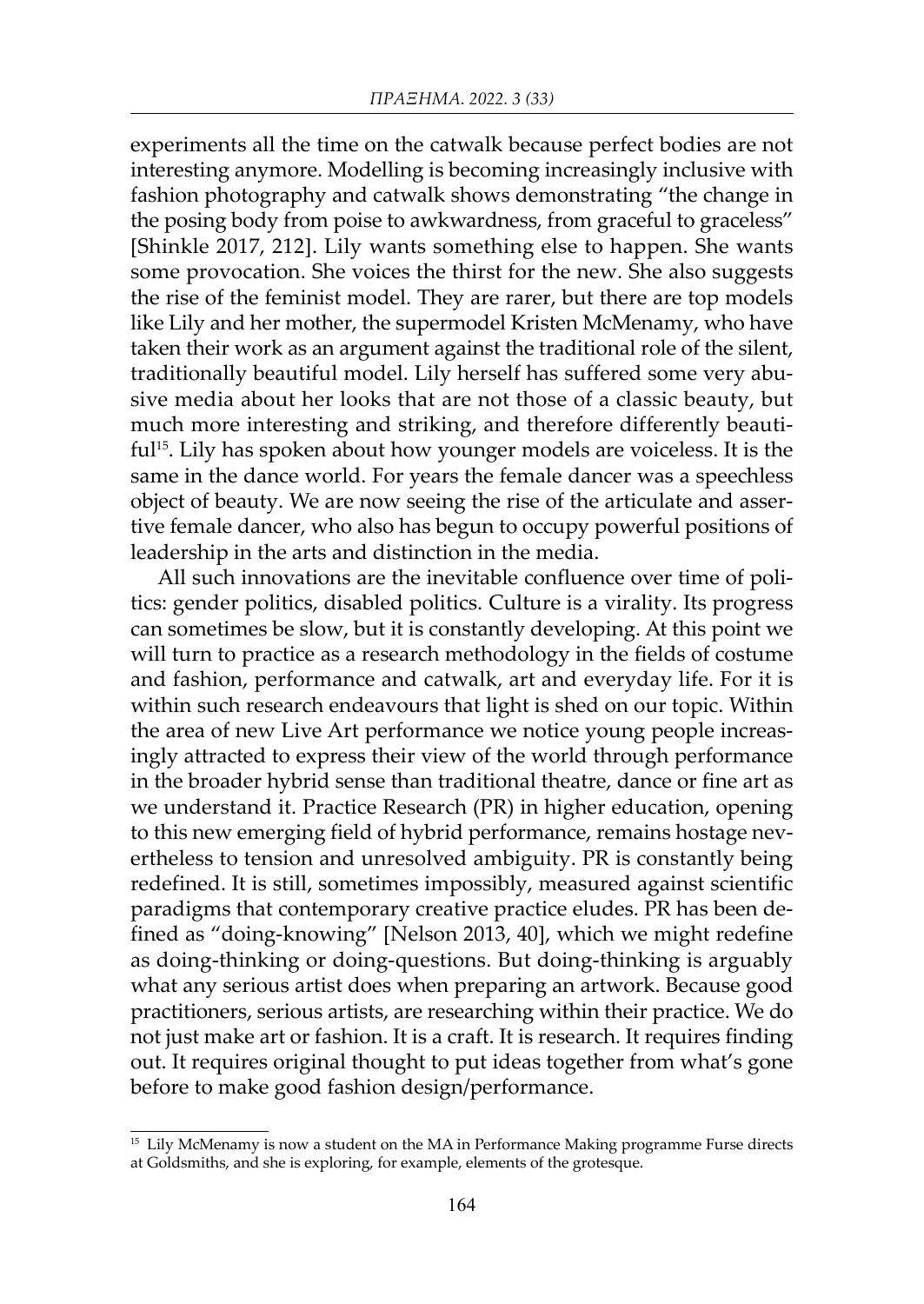experiments all the time on the catwalk because perfect bodies are not interesting anymore. Modelling is becoming increasingly inclusive with fashion photography and catwalk shows demonstrating "the change in the posing body from poise to awkwardness, from graceful to graceless" [Shinkle 2017, 212]. Lily wants something else to happen. She wants some provocation. She voices the thirst for the new. She also suggests the rise of the feminist model. They are rarer, but there are top models like Lily and her mother, the supermodel Kristen McMenamy, who have taken their work as an argument against the traditional role of the silent, traditionally beautiful model. Lily herself has suffered some very abusive media about her looks that are not those of a classic beauty, but much more interesting and striking, and therefore differently beautiful[15]. Lily has spoken about how younger models are voiceless. It is the same in the dance world. For years the female dancer was a speechless object of beauty. We are now seeing the rise of the articulate and assertive female dancer, who also has begun to occupy powerful positions of leadership in the arts and distinction in the media.

All such innovations are the inevitable confluence over time of politics: gender politics, disabled politics. Culture is a virality. Its progress can sometimes be slow, but it is constantly developing. At this point we will turn to practice as a research methodology in the fields of costume and fashion, performance and catwalk, art and everyday life. For it is within such research endeavours that light is shed on our topic. Within the area of new Live Art performance we notice young people increasingly attracted to express their view of the world through performance in the broader hybrid sense than traditional theatre, dance or fine art as we understand it. Practice Research (PR) in higher education, opening to this new emerging field of hybrid performance, remains hostage nevertheless to tension and unresolved ambiguity. PR is constantly being redefined. It is still, sometimes impossibly, measured against scientific paradigms that contemporary creative practice eludes. PR has been defined as "doing-knowing" [Nelson 2013, 40], which we might redefine as doing-thinking or doing-questions. But doing-thinking is arguably what any serious artist does when preparing an artwork. Because good practitioners, serious artists, are researching within their practice. We do not just make art or fashion. It is a craft. It is research. It requires finding out. It requires original thought to put ideas together from what's gone before to make good fashion design/performance.

---

[15] Lily McMenamy is now a student on the MA in Performance Making programme Furse directs at Goldsmiths, and she is exploring, for example, elements of the grotesque.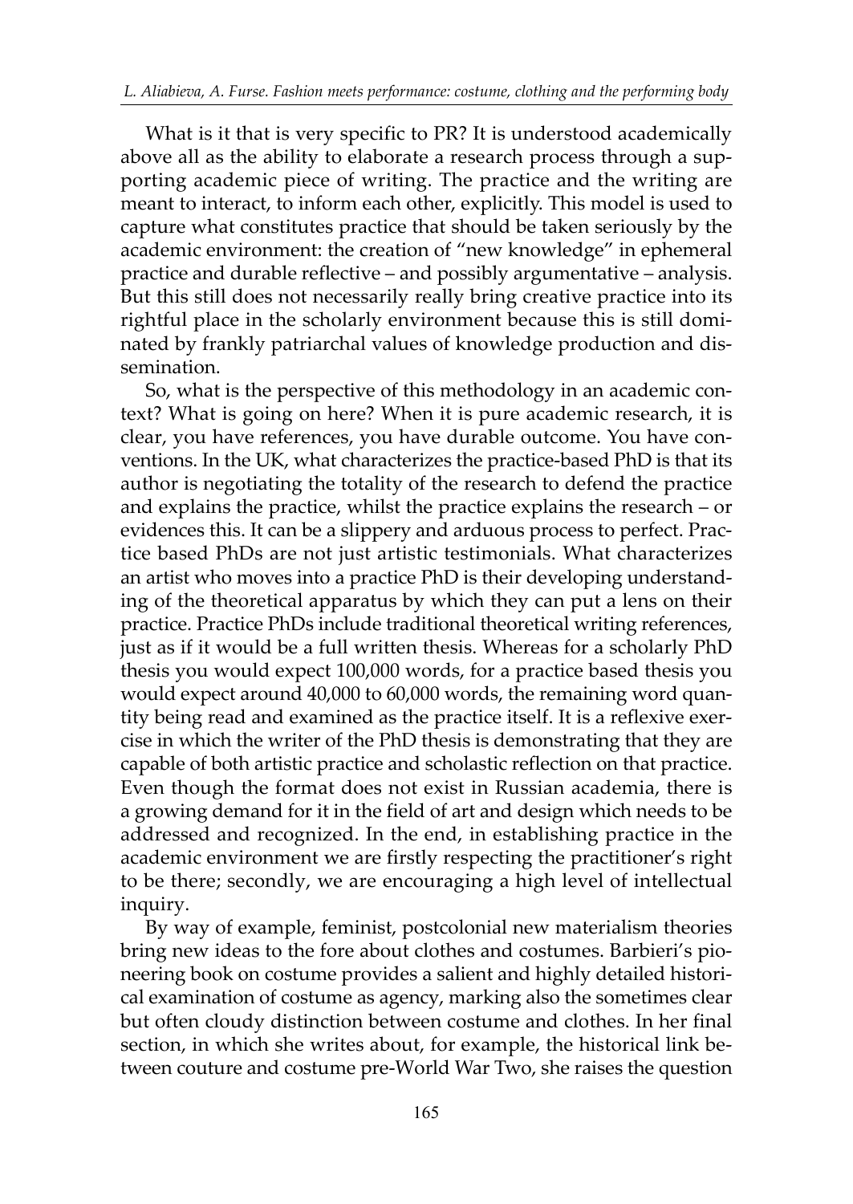What is it that is very specific to PR? It is understood academically above all as the ability to elaborate a research process through a supporting academic piece of writing. The practice and the writing are meant to interact, to inform each other, explicitly. This model is used to capture what constitutes practice that should be taken seriously by the academic environment: the creation of "new knowledge" in ephemeral practice and durable reflective – and possibly argumentative – analysis. But this still does not necessarily really bring creative practice into its rightful place in the scholarly environment because this is still dominated by frankly patriarchal values of knowledge production and dissemination.

So, what is the perspective of this methodology in an academic context? What is going on here? When it is pure academic research, it is clear, you have references, you have durable outcome. You have conventions. In the UK, what characterizes the practice-based PhD is that its author is negotiating the totality of the research to defend the practice and explains the practice, whilst the practice explains the research – or evidences this. It can be a slippery and arduous process to perfect. Practice based PhDs are not just artistic testimonials. What characterizes an artist who moves into a practice PhD is their developing understanding of the theoretical apparatus by which they can put a lens on their practice. Practice PhDs include traditional theoretical writing references, just as if it would be a full written thesis. Whereas for a scholarly PhD thesis you would expect 100,000 words, for a practice based thesis you would expect around 40,000 to 60,000 words, the remaining word quantity being read and examined as the practice itself. It is a reflexive exercise in which the writer of the PhD thesis is demonstrating that they are capable of both artistic practice and scholastic reflection on that practice. Even though the format does not exist in Russian academia, there is a growing demand for it in the field of art and design which needs to be addressed and recognized. In the end, in establishing practice in the academic environment we are firstly respecting the practitioner's right to be there; secondly, we are encouraging a high level of intellectual inquiry.

By way of example, feminist, postcolonial new materialism theories bring new ideas to the fore about clothes and costumes. Barbieri's pioneering book on costume provides a salient and highly detailed historical examination of costume as agency, marking also the sometimes clear but often cloudy distinction between costume and clothes. In her final section, in which she writes about, for example, the historical link between couture and costume pre-World War Two, she raises the question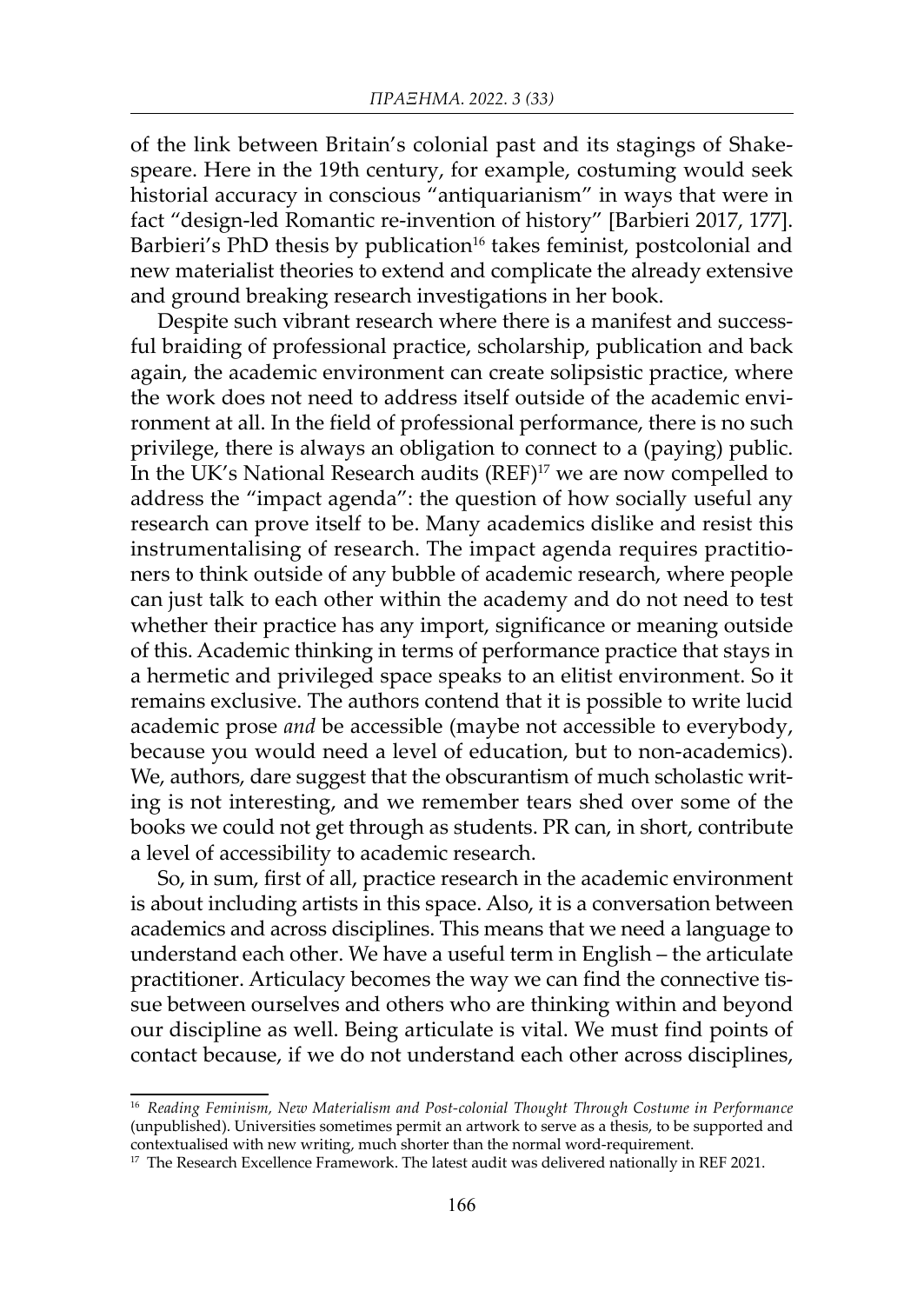of the link between Britain's colonial past and its stagings of Shakespeare. Here in the 19th century, for example, costuming would seek historical accuracy in conscious "antiquarianism" in ways that were in fact "design-led Romantic re-invention of history" [Barbieri 2017, 177]. Barbieri's PhD thesis by publication[16] takes feminist, postcolonial and new materialist theories to extend and complicate the already extensive and ground breaking research investigations in her book.

Despite such vibrant research where there is a manifest and successful braiding of professional practice, scholarship, publication and back again, the academic environment can create solipsistic practice, where the work does not need to address itself outside of the academic environment at all. In the field of professional performance, there is no such privilege, there is always an obligation to connect to a (paying) public. In the UK's National Research audits (REF)[17] we are now compelled to address the "impact agenda": the question of how socially useful any research can prove itself to be. Many academics dislike and resist this instrumentalising of research. The impact agenda requires practitioners to think outside of any bubble of academic research, where people can just talk to each other within the academy and do not need to test whether their practice has any import, significance or meaning outside of this. Academic thinking in terms of performance practice that stays in a hermetic and privileged space speaks to an elitist environment. So it remains exclusive. The authors contend that it is possible to write lucid academic prose *and* be accessible (maybe not accessible to everybody, because you would need a level of education, but to non-academics). We, authors, dare suggest that the obscurantism of much scholastic writing is not interesting, and we remember tears shed over some of the books we could not get through as students. PR can, in short, contribute a level of accessibility to academic research.

So, in sum, first of all, practice research in the academic environment is about including artists in this space. Also, it is a conversation between academics and across disciplines. This means that we need a language to understand each other. We have a useful term in English – the articulate practitioner. Articulacy becomes the way we can find the connective tissue between ourselves and others who are thinking within and beyond our discipline as well. Being articulate is vital. We must find points of contact because, if we do not understand each other across disciplines,

---

[16] *Reading Feminism, New Materialism and Post-colonial Thought Through Costume in Performance* (unpublished). Universities sometimes permit an artwork to serve as a thesis, to be supported and contextualised with new writing, much shorter than the normal word-requirement.

[17] The Research Excellence Framework. The latest audit was delivered nationally in REF 2021.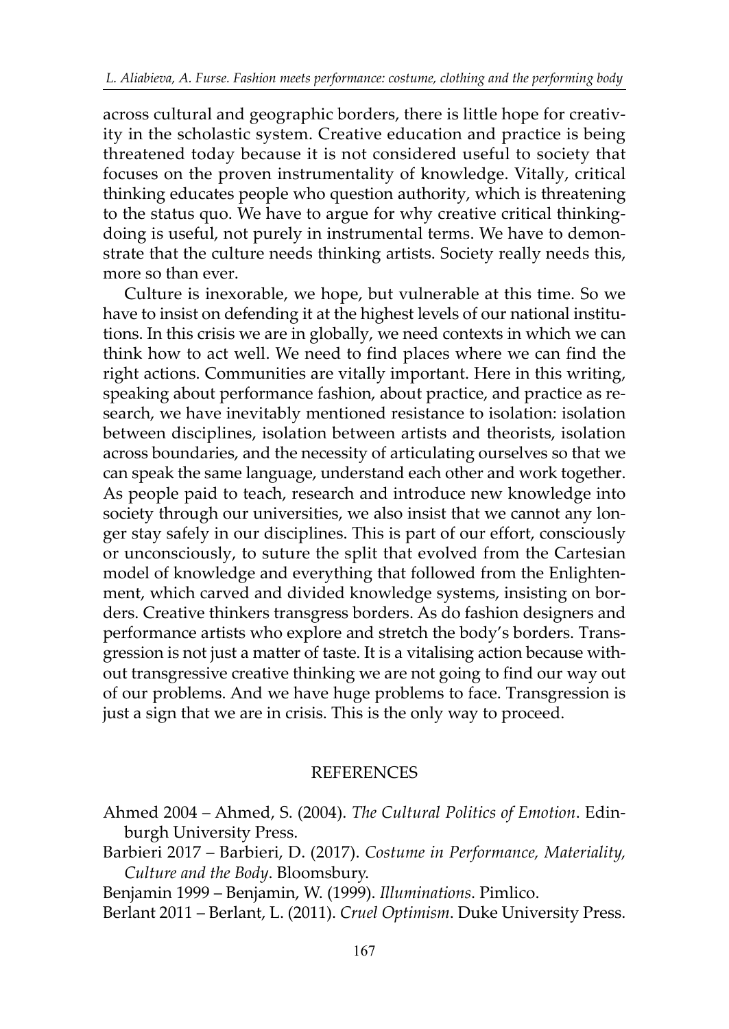across cultural and geographic borders, there is little hope for creativity in the scholastic system. Creative education and practice is being threatened today because it is not considered useful to society that focuses on the proven instrumentality of knowledge. Vitally, critical thinking educates people who question authority, which is threatening to the status quo. We have to argue for why creative critical thinking-doing is useful, not purely in instrumental terms. We have to demonstrate that the culture needs thinking artists. Society really needs this, more so than ever.

Culture is inexorable, we hope, but vulnerable at this time. So we have to insist on defending it at the highest levels of our national institutions. In this crisis we are in globally, we need contexts in which we can think how to act well. We need to find places where we can find the right actions. Communities are vitally important. Here in this writing, speaking about performance fashion, about practice, and practice as research, we have inevitably mentioned resistance to isolation: isolation between disciplines, isolation between artists and theorists, isolation across boundaries, and the necessity of articulating ourselves so that we can speak the same language, understand each other and work together. As people paid to teach, research and introduce new knowledge into society through our universities, we also insist that we cannot any longer stay safely in our disciplines. This is part of our effort, consciously or unconsciously, to suture the split that evolved from the Cartesian model of knowledge and everything that followed from the Enlightenment, which carved and divided knowledge systems, insisting on borders. Creative thinkers transgress borders. As do fashion designers and performance artists who explore and stretch the body's borders. Transgression is not just a matter of taste. It is a vitalising action because without transgressive creative thinking we are not going to find our way out of our problems. And we have huge problems to face. Transgression is just a sign that we are in crisis. This is the only way to proceed.

## REFERENCES

Ahmed 2004 – Ahmed, S. (2004). *The Cultural Politics of Emotion*. Edinburgh University Press.

Barbieri 2017 – Barbieri, D. (2017). *Costume in Performance, Materiality, Culture and the Body*. Bloomsbury.

Benjamin 1999 – Benjamin, W. (1999). *Illuminations*. Pimlico.

Berlant 2011 – Berlant, L. (2011). *Cruel Optimism*. Duke University Press.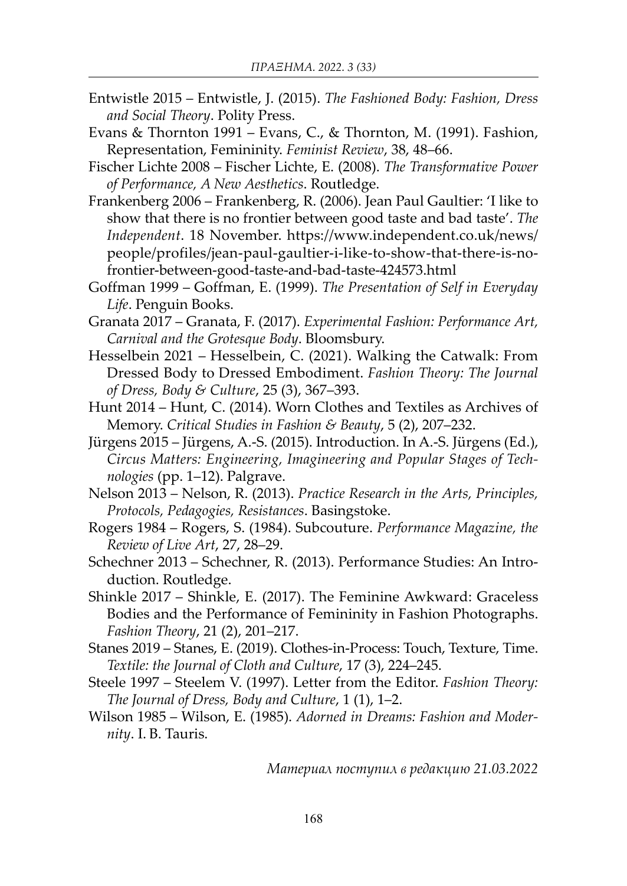Entwistle 2015 – Entwistle, J. (2015). *The Fashioned Body: Fashion, Dress and Social Theory*. Polity Press.

Evans & Thornton 1991 – Evans, C., & Thornton, M. (1991). Fashion, Representation, Femininity. *Feminist Review*, 38, 48–66.

Fischer Lichte 2008 – Fischer Lichte, E. (2008). *The Transformative Power of Performance, A New Aesthetics*. Routledge.

Frankenberg 2006 – Frankenberg, R. (2006). Jean Paul Gaultier: 'I like to show that there is no frontier between good taste and bad taste'. *The Independent*. 18 November. https://www.independent.co.uk/news/people/profiles/jean-paul-gaultier-i-like-to-show-that-there-is-no-frontier-between-good-taste-and-bad-taste-424573.html

Goffman 1999 – Goffman, E. (1999). *The Presentation of Self in Everyday Life*. Penguin Books.

Granata 2017 – Granata, F. (2017). *Experimental Fashion: Performance Art, Carnival and the Grotesque Body*. Bloomsbury.

Hesselbein 2021 – Hesselbein, C. (2021). Walking the Catwalk: From Dressed Body to Dressed Embodiment. *Fashion Theory: The Journal of Dress, Body & Culture*, 25 (3), 367–393.

Hunt 2014 – Hunt, C. (2014). Worn Clothes and Textiles as Archives of Memory. *Critical Studies in Fashion & Beauty*, 5 (2), 207–232.

Jürgens 2015 – Jürgens, A.-S. (2015). Introduction. In A.-S. Jürgens (Ed.), *Circus Matters: Engineering, Imagineering and Popular Stages of Technologies* (pp. 1–12). Palgrave.

Nelson 2013 – Nelson, R. (2013). *Practice Research in the Arts, Principles, Protocols, Pedagogies, Resistances*. Basingstoke.

Rogers 1984 – Rogers, S. (1984). Subcouture. *Performance Magazine, the Review of Live Art*, 27, 28–29.

Schechner 2013 – Schechner, R. (2013). Performance Studies: An Introduction. Routledge.

Shinkle 2017 – Shinkle, E. (2017). The Feminine Awkward: Graceless Bodies and the Performance of Femininity in Fashion Photographs. *Fashion Theory*, 21 (2), 201–217.

Stanes 2019 – Stanes, E. (2019). Clothes-in-Process: Touch, Texture, Time. *Textile: the Journal of Cloth and Culture*, 17 (3), 224–245.

Steele 1997 – Steelem V. (1997). Letter from the Editor. *Fashion Theory: The Journal of Dress, Body and Culture*, 1 (1), 1–2.

Wilson 1985 – Wilson, E. (1985). *Adorned in Dreams: Fashion and Modernity*. I. B. Tauris.

*Материал поступил в редакцию 21.03.2022*